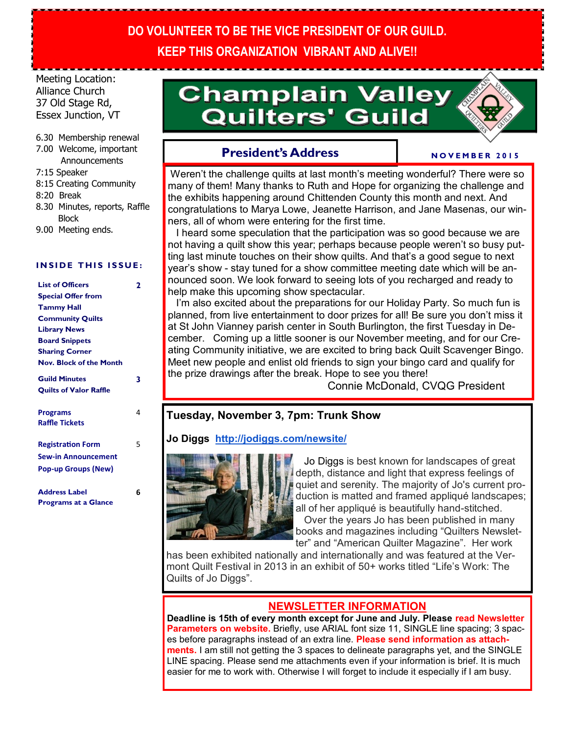**DO VOLUNTEER TO BE THE VICE PRESIDENT OF OUR GUILD.**

**KEEP THIS ORGANIZATION VIBRANT AND ALIVE!!**

# Champlain Valley Quilters' Guild

**NOVEMBER 2015**

Meeting Location:
Alliance Church
37 Old Stage Rd,
Essex Junction, VT

- 6.30 Membership renewal
- 7.00 Welcome, important Announcements
- 7:15 Speaker
- 8:15 Creating Community
- 8:20 Break
- 8.30 Minutes, reports, Raffle Block
- 9.00 Meeting ends.

**INSIDE THIS ISSUE:**

| | |
|---|---|
| List of Officers | 2 |
| Special Offer from Tammy Hall | |
| Community Quilts | |
| Library News | |
| Board Snippets | |
| Sharing Corner | |
| Nov. Block of the Month | |
| Guild Minutes | 3 |
| Quilts of Valor Raffle | |
| Programs | 4 |
| Raffle Tickets | |
| Registration Form | 5 |
| Sew-in Announcement | |
| Pop-up Groups (New) | |
| Address Label | 6 |
| Programs at a Glance | |

## President's Address

Weren't the challenge quilts at last month's meeting wonderful? There were so many of them! Many thanks to Ruth and Hope for organizing the challenge and the exhibits happening around Chittenden County this month and next. And congratulations to Marya Lowe, Jeanette Harrison, and Jane Masenas, our winners, all of whom were entering for the first time.

I heard some speculation that the participation was so good because we are not having a quilt show this year; perhaps because people weren't so busy putting last minute touches on their show quilts. And that's a good segue to next year's show - stay tuned for a show committee meeting date which will be announced soon. We look forward to seeing lots of you recharged and ready to help make this upcoming show spectacular.

I'm also excited about the preparations for our Holiday Party. So much fun is planned, from live entertainment to door prizes for all! Be sure you don't miss it at St John Vianney parish center in South Burlington, the first Tuesday in December. Coming up a little sooner is our November meeting, and for our Creating Community initiative, we are excited to bring back Quilt Scavenger Bingo. Meet new people and enlist old friends to sign your bingo card and qualify for the prize drawings after the break. Hope to see you there!

Connie McDonald, CVQG President

## Tuesday, November 3, 7pm: Trunk Show

**Jo Diggs** http://jodiggs.com/newsite/

Jo Diggs is best known for landscapes of great depth, distance and light that express feelings of quiet and serenity. The majority of Jo's current production is matted and framed appliqué landscapes; all of her appliqué is beautifully hand-stitched.

Over the years Jo has been published in many books and magazines including "Quilters Newsletter" and "American Quilter Magazine". Her work has been exhibited nationally and internationally and was featured at the Vermont Quilt Festival in 2013 in an exhibit of 50+ works titled "Life's Work: The Quilts of Jo Diggs".

## NEWSLETTER INFORMATION

**Deadline is 15th of every month except for June and July. Please** **read Newsletter Parameters on website.** Briefly, use ARIAL font size 11, SINGLE line spacing; 3 spaces before paragraphs instead of an extra line. **Please send information as attachments.** I am still not getting the 3 spaces to delineate paragraphs yet, and the SINGLE LINE spacing. Please send me attachments even if your information is brief. It is much easier for me to work with. Otherwise I will forget to include it especially if I am busy.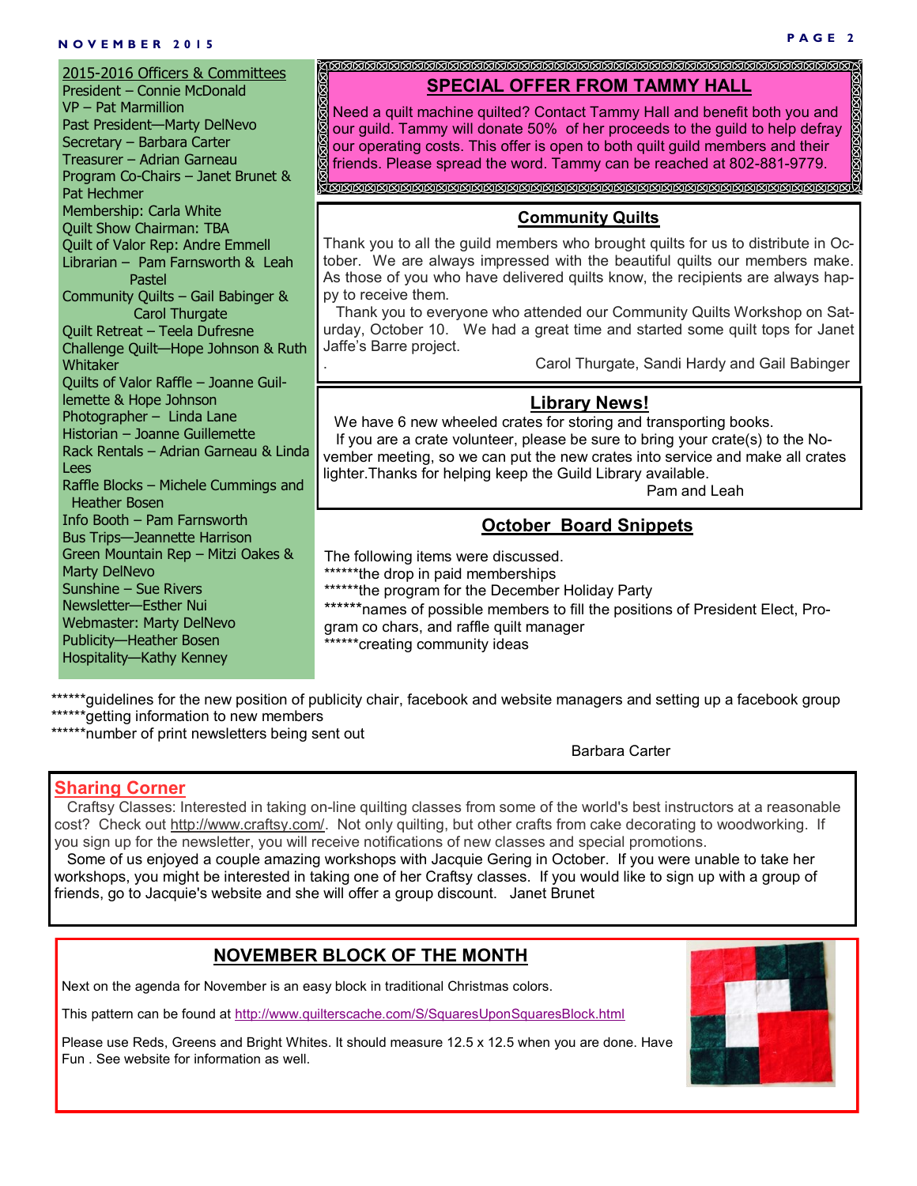## 2015-2016 Officers & Committees

President – Connie McDonald
VP – Pat Marmillion
Past President—Marty DelNevo
Secretary – Barbara Carter
Treasurer – Adrian Garneau
Program Co-Chairs – Janet Brunet & Pat Hechmer
Membership: Carla White
Quilt Show Chairman: TBA
Quilt of Valor Rep: Andre Emmell
Librarian – Pam Farnsworth & Leah Pastel
Community Quilts – Gail Babinger & Carol Thurgate
Quilt Retreat – Teela Dufresne
Challenge Quilt—Hope Johnson & Ruth Whitaker
Quilts of Valor Raffle – Joanne Guillemette & Hope Johnson
Photographer – Linda Lane
Historian – Joanne Guillemette
Rack Rentals – Adrian Garneau & Linda Lees
Raffle Blocks – Michele Cummings and Heather Bosen
Info Booth – Pam Farnsworth
Bus Trips—Jeannette Harrison
Green Mountain Rep – Mitzi Oakes & Marty DelNevo
Sunshine – Sue Rivers
Newsletter—Esther Nui
Webmaster: Marty DelNevo
Publicity—Heather Bosen
Hospitality—Kathy Kenney

## SPECIAL OFFER FROM TAMMY HALL

Need a quilt machine quilted? Contact Tammy Hall and benefit both you and our guild. Tammy will donate 50% of her proceeds to the guild to help defray our operating costs. This offer is open to both quilt guild members and their friends. Please spread the word. Tammy can be reached at 802-881-9779.

## Community Quilts

Thank you to all the guild members who brought quilts for us to distribute in October. We are always impressed with the beautiful quilts our members make. As those of you who have delivered quilts know, the recipients are always happy to receive them.

Thank you to everyone who attended our Community Quilts Workshop on Saturday, October 10. We had a great time and started some quilt tops for Janet Jaffe's Barre project.

Carol Thurgate, Sandi Hardy and Gail Babinger

## Library News!

We have 6 new wheeled crates for storing and transporting books.

If you are a crate volunteer, please be sure to bring your crate(s) to the November meeting, so we can put the new crates into service and make all crates lighter.Thanks for helping keep the Guild Library available.

Pam and Leah

## October Board Snippets

The following items were discussed.

******the drop in paid memberships
******the program for the December Holiday Party
******names of possible members to fill the positions of President Elect, Program co chars, and raffle quilt manager
******creating community ideas
******guidelines for the new position of publicity chair, facebook and website managers and setting up a facebook group
******getting information to new members
******number of print newsletters being sent out

Barbara Carter

## Sharing Corner

Craftsy Classes: Interested in taking on-line quilting classes from some of the world's best instructors at a reasonable cost? Check out http://www.craftsy.com/. Not only quilting, but other crafts from cake decorating to woodworking. If you sign up for the newsletter, you will receive notifications of new classes and special promotions.

Some of us enjoyed a couple amazing workshops with Jacquie Gering in October. If you were unable to take her workshops, you might be interested in taking one of her Craftsy classes. If you would like to sign up with a group of friends, go to Jacquie's website and she will offer a group discount. Janet Brunet

## NOVEMBER BLOCK OF THE MONTH

Next on the agenda for November is an easy block in traditional Christmas colors.

This pattern can be found at http://www.quilterscache.com/S/SquaresUponSquaresBlock.html

Please use Reds, Greens and Bright Whites. It should measure 12.5 x 12.5 when you are done. Have Fun . See website for information as well.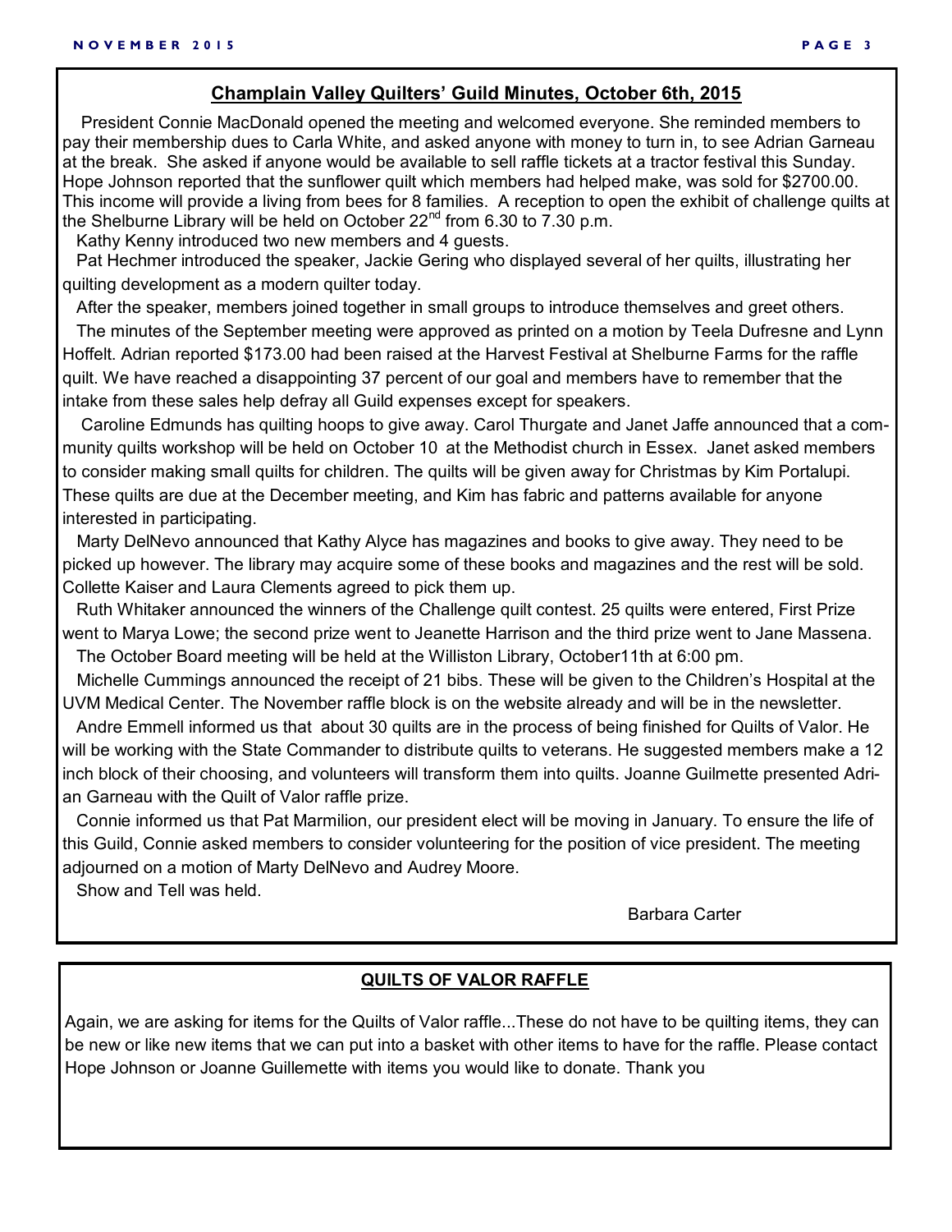## Champlain Valley Quilters' Guild Minutes, October 6th, 2015

President Connie MacDonald opened the meeting and welcomed everyone. She reminded members to pay their membership dues to Carla White, and asked anyone with money to turn in, to see Adrian Garneau at the break. She asked if anyone would be available to sell raffle tickets at a tractor festival this Sunday. Hope Johnson reported that the sunflower quilt which members had helped make, was sold for $2700.00. This income will provide a living from bees for 8 families. A reception to open the exhibit of challenge quilts at the Shelburne Library will be held on October 22nd from 6.30 to 7.30 p.m.

Kathy Kenny introduced two new members and 4 guests.

Pat Hechmer introduced the speaker, Jackie Gering who displayed several of her quilts, illustrating her quilting development as a modern quilter today.

After the speaker, members joined together in small groups to introduce themselves and greet others.

The minutes of the September meeting were approved as printed on a motion by Teela Dufresne and Lynn Hoffelt. Adrian reported $173.00 had been raised at the Harvest Festival at Shelburne Farms for the raffle quilt. We have reached a disappointing 37 percent of our goal and members have to remember that the intake from these sales help defray all Guild expenses except for speakers.

Caroline Edmunds has quilting hoops to give away. Carol Thurgate and Janet Jaffe announced that a community quilts workshop will be held on October 10 at the Methodist church in Essex. Janet asked members to consider making small quilts for children. The quilts will be given away for Christmas by Kim Portalupi. These quilts are due at the December meeting, and Kim has fabric and patterns available for anyone interested in participating.

Marty DelNevo announced that Kathy Alyce has magazines and books to give away. They need to be picked up however. The library may acquire some of these books and magazines and the rest will be sold. Collette Kaiser and Laura Clements agreed to pick them up.

Ruth Whitaker announced the winners of the Challenge quilt contest. 25 quilts were entered, First Prize went to Marya Lowe; the second prize went to Jeanette Harrison and the third prize went to Jane Massena.

The October Board meeting will be held at the Williston Library, October11th at 6:00 pm.

Michelle Cummings announced the receipt of 21 bibs. These will be given to the Children's Hospital at the UVM Medical Center. The November raffle block is on the website already and will be in the newsletter.

Andre Emmell informed us that about 30 quilts are in the process of being finished for Quilts of Valor. He will be working with the State Commander to distribute quilts to veterans. He suggested members make a 12 inch block of their choosing, and volunteers will transform them into quilts. Joanne Guilmette presented Adrian Garneau with the Quilt of Valor raffle prize.

Connie informed us that Pat Marmilion, our president elect will be moving in January. To ensure the life of this Guild, Connie asked members to consider volunteering for the position of vice president. The meeting adjourned on a motion of Marty DelNevo and Audrey Moore.

Show and Tell was held.

Barbara Carter

## QUILTS OF VALOR RAFFLE

Again, we are asking for items for the Quilts of Valor raffle...These do not have to be quilting items, they can be new or like new items that we can put into a basket with other items to have for the raffle. Please contact Hope Johnson or Joanne Guillemette with items you would like to donate. Thank you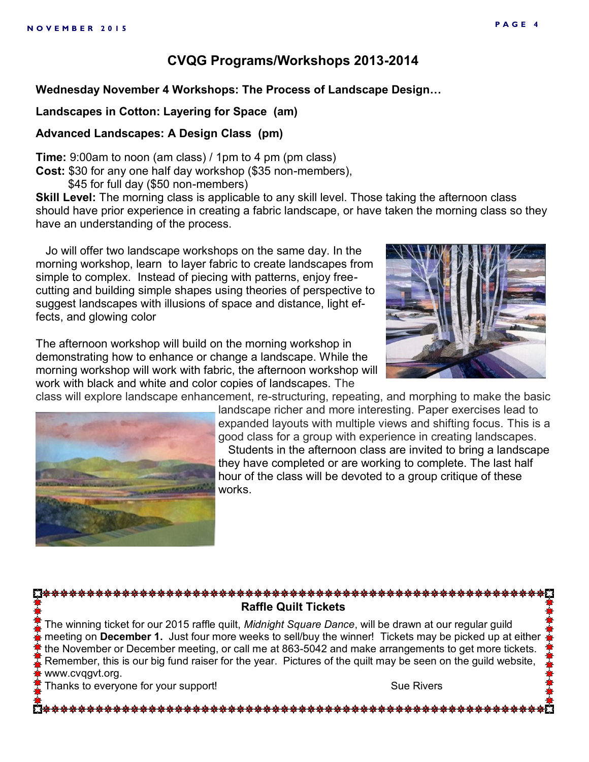## CVQG Programs/Workshops 2013-2014

**Wednesday November 4 Workshops: The Process of Landscape Design…**

**Landscapes in Cotton: Layering for Space (am)**

**Advanced Landscapes: A Design Class (pm)**

**Time:** 9:00am to noon (am class) / 1pm to 4 pm (pm class)
**Cost:** $30 for any one half day workshop ($35 non-members),
$45 for full day ($50 non-members)
**Skill Level:** The morning class is applicable to any skill level. Those taking the afternoon class should have prior experience in creating a fabric landscape, or have taken the morning class so they have an understanding of the process.

Jo will offer two landscape workshops on the same day. In the morning workshop, learn to layer fabric to create landscapes from simple to complex. Instead of piecing with patterns, enjoy free-cutting and building simple shapes using theories of perspective to suggest landscapes with illusions of space and distance, light effects, and glowing color

The afternoon workshop will build on the morning workshop in demonstrating how to enhance or change a landscape. While the morning workshop will work with fabric, the afternoon workshop will work with black and white and color copies of landscapes. The class will explore landscape enhancement, re-structuring, repeating, and morphing to make the basic landscape richer and more interesting. Paper exercises lead to expanded layouts with multiple views and shifting focus. This is a good class for a group with experience in creating landscapes.

Students in the afternoon class are invited to bring a landscape they have completed or are working to complete. The last half hour of the class will be devoted to a group critique of these works.

### Raffle Quilt Tickets

The winning ticket for our 2015 raffle quilt, *Midnight Square Dance*, will be drawn at our regular guild meeting on **December 1.** Just four more weeks to sell/buy the winner! Tickets may be picked up at either the November or December meeting, or call me at 863-5042 and make arrangements to get more tickets. Remember, this is our big fund raiser for the year. Pictures of the quilt may be seen on the guild website, www.cvqgvt.org.

Thanks to everyone for your support! Sue Rivers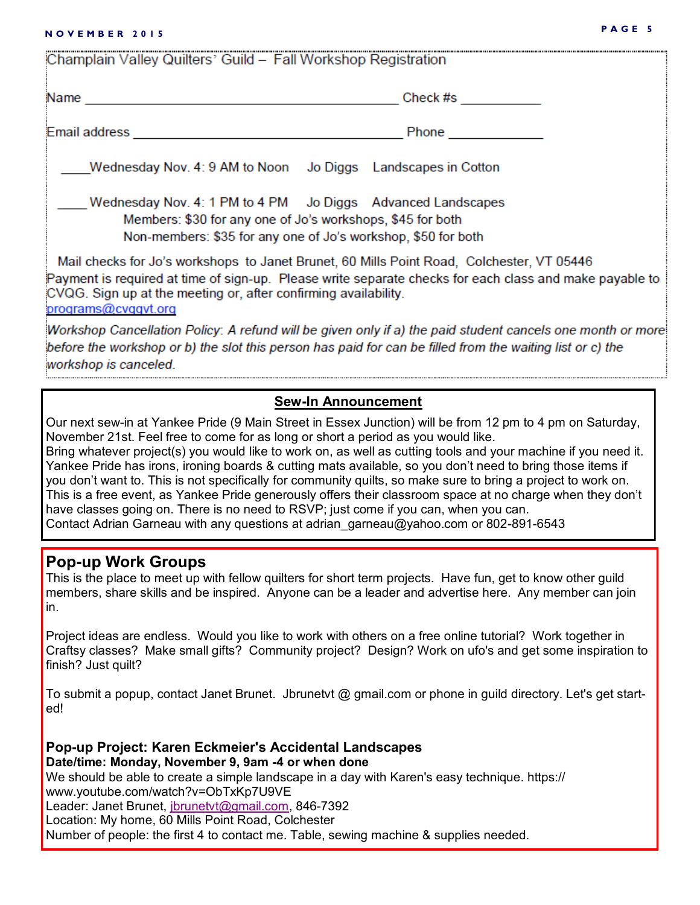Champlain Valley Quilters' Guild – Fall Workshop Registration

Name ________________________________________________ Check #s ___________

Email address __________________________________________ Phone ______________

____Wednesday Nov. 4: 9 AM to Noon   Jo Diggs   Landscapes in Cotton

____ Wednesday Nov. 4: 1 PM to 4 PM   Jo Diggs   Advanced Landscapes

Members: $30 for any one of Jo's workshops, $45 for both

Non-members: $35 for any one of Jo's workshop, $50 for both

Mail checks for Jo's workshops to Janet Brunet, 60 Mills Point Road, Colchester, VT 05446

Payment is required at time of sign-up. Please write separate checks for each class and make payable to CVQG. Sign up at the meeting or, after confirming availability.
programs@cvqgvt.org

*Workshop Cancellation Policy: A refund will be given only if a) the paid student cancels one month or more before the workshop or b) the slot this person has paid for can be filled from the waiting list or c) the workshop is canceled.*

## Sew-In Announcement

Our next sew-in at Yankee Pride (9 Main Street in Essex Junction) will be from 12 pm to 4 pm on Saturday, November 21st. Feel free to come for as long or short a period as you would like.
Bring whatever project(s) you would like to work on, as well as cutting tools and your machine if you need it. Yankee Pride has irons, ironing boards & cutting mats available, so you don't need to bring those items if you don't want to. This is not specifically for community quilts, so make sure to bring a project to work on. This is a free event, as Yankee Pride generously offers their classroom space at no charge when they don't have classes going on. There is no need to RSVP; just come if you can, when you can.
Contact Adrian Garneau with any questions at adrian_garneau@yahoo.com or 802-891-6543

## Pop-up Work Groups

This is the place to meet up with fellow quilters for short term projects. Have fun, get to know other guild members, share skills and be inspired. Anyone can be a leader and advertise here. Any member can join in.

Project ideas are endless. Would you like to work with others on a free online tutorial? Work together in Craftsy classes? Make small gifts? Community project? Design? Work on ufo's and get some inspiration to finish? Just quilt?

To submit a popup, contact Janet Brunet. Jbrunetvt @ gmail.com or phone in guild directory. Let's get started!

**Pop-up Project: Karen Eckmeier's Accidental Landscapes**
**Date/time: Monday, November 9, 9am -4 or when done**
We should be able to create a simple landscape in a day with Karen's easy technique. https://www.youtube.com/watch?v=ObTxKp7U9VE
Leader: Janet Brunet, jbrunetvt@gmail.com, 846-7392
Location: My home, 60 Mills Point Road, Colchester
Number of people: the first 4 to contact me. Table, sewing machine & supplies needed.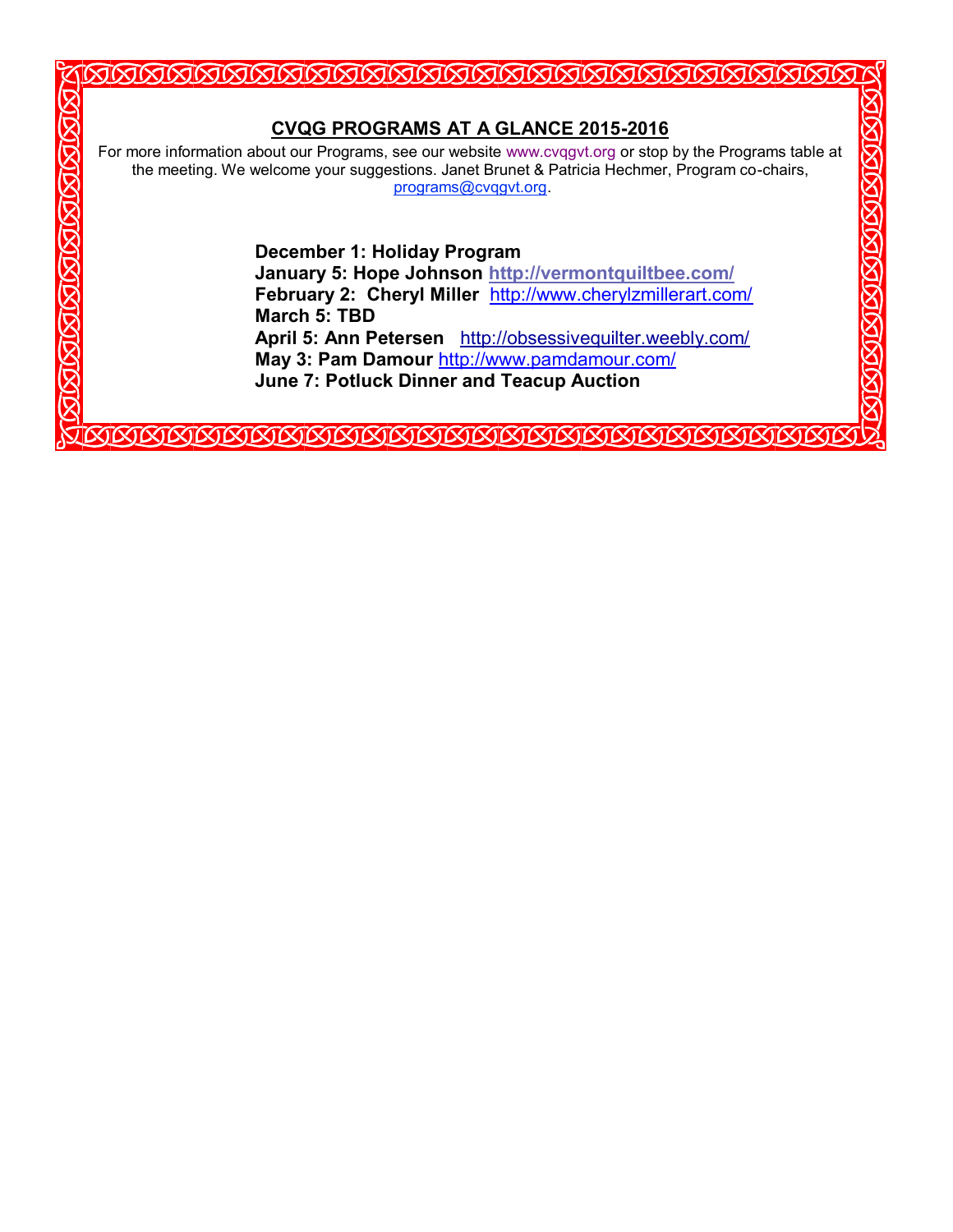## CVQG PROGRAMS AT A GLANCE 2015-2016

For more information about our Programs, see our website www.cvqgvt.org or stop by the Programs table at the meeting. We welcome your suggestions. Janet Brunet & Patricia Hechmer, Program co-chairs, programs@cvqgvt.org.

**December 1: Holiday Program**
**January 5: Hope Johnson** http://vermontquiltbee.com/
**February 2: Cheryl Miller** http://www.cherylzmillerart.com/
**March 5: TBD**
**April 5: Ann Petersen** http://obsessivequilter.weebly.com/
**May 3: Pam Damour** http://www.pamdamour.com/
**June 7: Potluck Dinner and Teacup Auction**